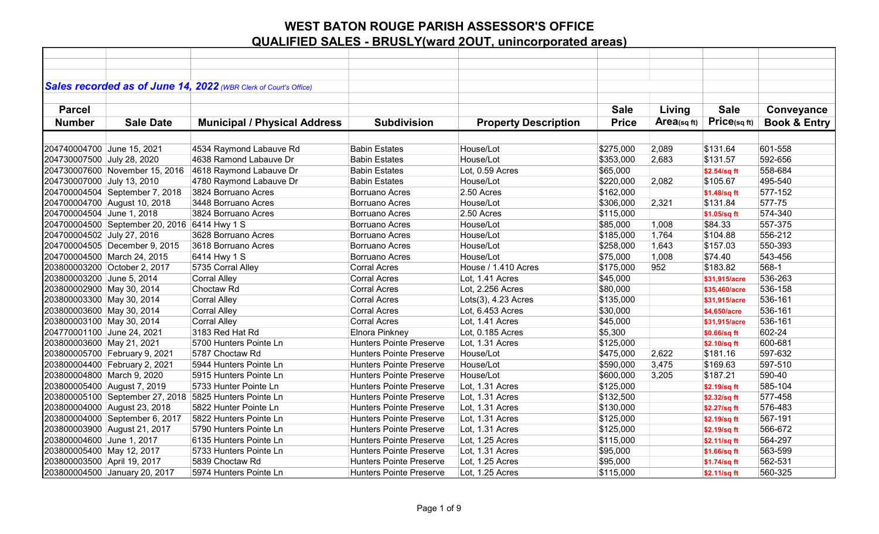# WEST BATON ROUGE PARISH ASSESSOR'S OFFICE

## QUALIFIED SALES - BRUSLY(ward 2OUT, unincorporated areas)

***Sales recorded as of June 14, 2022*** *(WBR Clerk of Court's Office)*

| Parcel Number | Sale Date | Municipal / Physical Address | Subdivision | Property Description | Sale Price | Living Area(sq ft) | Sale Price(sq ft) | Conveyance Book & Entry |
|---|---|---|---|---|---|---|---|---|
| 204740004700 | June 15, 2021 | 4534 Raymond Labauve Rd | Babin Estates | House/Lot | $275,000 | 2,089 | $131.64 | 601-558 |
| 204730007500 | July 28, 2020 | 4638 Ramond Labauve Dr | Babin Estates | House/Lot | $353,000 | 2,683 | $131.57 | 592-656 |
| 204730007600 | November 15, 2016 | 4618 Raymond Labauve Dr | Babin Estates | Lot, 0.59 Acres | $65,000 | | $2.54/sq ft | 558-684 |
| 204730007000 | July 13, 2010 | 4780 Raymond Labauve Dr | Babin Estates | House/Lot | $220,000 | 2,082 | $105.67 | 495-540 |
| 204700004504 | September 7, 2018 | 3824 Borruano Acres | Borruano Acres | 2.50 Acres | $162,000 | | $1.48/sq ft | 577-152 |
| 204700004700 | August 10, 2018 | 3448 Borruano Acres | Borruano Acres | House/Lot | $306,000 | 2,321 | $131.84 | 577-75 |
| 204700004504 | June 1, 2018 | 3824 Borruano Acres | Borruano Acres | 2.50 Acres | $115,000 | | $1.05/sq ft | 574-340 |
| 204700004500 | September 20, 2016 | 6414 Hwy 1 S | Borruano Acres | House/Lot | $85,000 | 1,008 | $84.33 | 557-375 |
| 204700004502 | July 27, 2016 | 3628 Borruano Acres | Borruano Acres | House/Lot | $185,000 | 1,764 | $104.88 | 556-212 |
| 204700004505 | December 9, 2015 | 3618 Borruano Acres | Borruano Acres | House/Lot | $258,000 | 1,643 | $157.03 | 550-393 |
| 204700004500 | March 24, 2015 | 6414 Hwy 1 S | Borruano Acres | House/Lot | $75,000 | 1,008 | $74.40 | 543-456 |
| 203800003200 | October 2, 2017 | 5735 Corral Alley | Corral Acres | House / 1.410 Acres | $175,000 | 952 | $183.82 | 568-1 |
| 203800003200 | June 5, 2014 | Corral Alley | Corral Acres | Lot, 1.41 Acres | $45,000 | | $31,915/acre | 536-263 |
| 203800002900 | May 30, 2014 | Choctaw Rd | Corral Acres | Lot, 2.256 Acres | $80,000 | | $35,460/acre | 536-158 |
| 203800003300 | May 30, 2014 | Corral Alley | Corral Acres | Lots(3), 4.23 Acres | $135,000 | | $31,915/acre | 536-161 |
| 203800003600 | May 30, 2014 | Corral Alley | Corral Acres | Lot, 6.453 Acres | $30,000 | | $4,650/acre | 536-161 |
| 203800003100 | May 30, 2014 | Corral Alley | Corral Acres | Lot, 1.41 Acres | $45,000 | | $31,915/acre | 536-161 |
| 204770001100 | June 24, 2021 | 3183 Red Hat Rd | Elnora Pinkney | Lot, 0.185 Acres | $5,300 | | $0.66/sq ft | 602-24 |
| 203800003600 | May 21, 2021 | 5700 Hunters Pointe Ln | Hunters Pointe Preserve | Lot, 1.31 Acres | $125,000 | | $2.10/sq ft | 600-681 |
| 203800005700 | February 9, 2021 | 5787 Choctaw Rd | Hunters Pointe Preserve | House/Lot | $475,000 | 2,622 | $181.16 | 597-632 |
| 203800004400 | February 2, 2021 | 5944 Hunters Pointe Ln | Hunters Pointe Preserve | House/Lot | $590,000 | 3,475 | $169.63 | 597-510 |
| 203800004800 | March 9, 2020 | 5915 Hunters Pointe Ln | Hunters Pointe Preserve | House/Lot | $600,000 | 3,205 | $187.21 | 590-40 |
| 203800005400 | August 7, 2019 | 5733 Hunter Pointe Ln | Hunters Pointe Preserve | Lot, 1.31 Acres | $125,000 | | $2.19/sq ft | 585-104 |
| 203800005100 | September 27, 2018 | 5825 Hunters Pointe Ln | Hunters Pointe Preserve | Lot, 1.31 Acres | $132,500 | | $2.32/sq ft | 577-458 |
| 203800004200 | August 23, 2018 | 5822 Hunter Pointe Ln | Hunters Pointe Preserve | Lot, 1.31 Acres | $130,000 | | $2.27/sq ft | 576-483 |
| 203800004000 | September 6, 2017 | 5822 Hunters Pointe Ln | Hunters Pointe Preserve | Lot, 1.31 Acres | $125,000 | | $2.19/sq ft | 567-191 |
| 203800003900 | August 21, 2017 | 5790 Hunters Pointe Ln | Hunters Pointe Preserve | Lot, 1.31 Acres | $125,000 | | $2.19/sq ft | 566-672 |
| 203800004600 | June 1, 2017 | 6135 Hunters Pointe Ln | Hunters Pointe Preserve | Lot, 1.25 Acres | $115,000 | | $2.11/sq ft | 564-297 |
| 203800005400 | May 12, 2017 | 5733 Hunters Pointe Ln | Hunters Pointe Preserve | Lot, 1.31 Acres | $95,000 | | $1.66/sq ft | 563-599 |
| 203800003500 | April 19, 2017 | 5839 Choctaw Rd | Hunters Pointe Preserve | Lot, 1.25 Acres | $95,000 | | $1.74/sq ft | 562-531 |
| 203800004500 | January 20, 2017 | 5974 Hunters Pointe Ln | Hunters Pointe Preserve | Lot, 1.25 Acres | $115,000 | | $2.11/sq ft | 560-325 |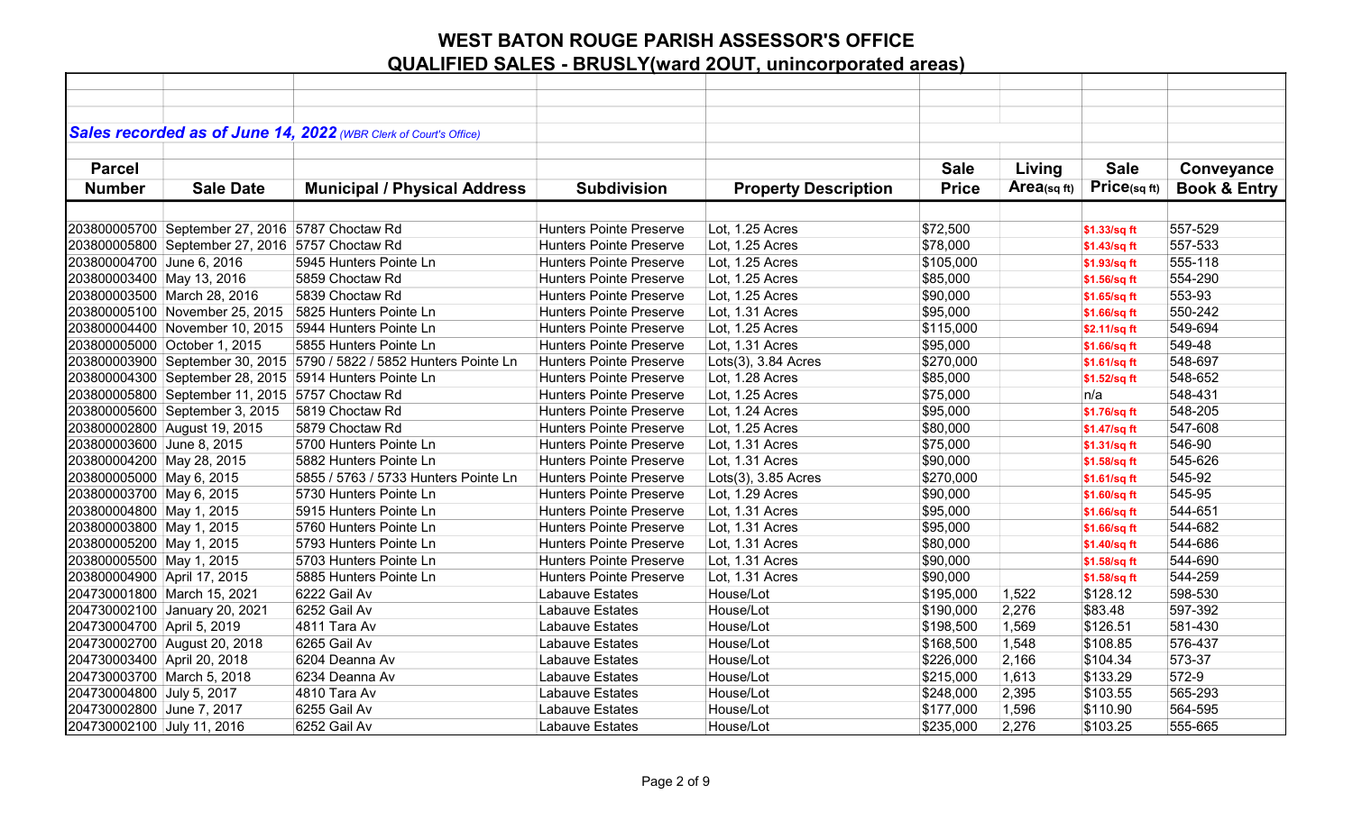# WEST BATON ROUGE PARISH ASSESSOR'S OFFICE

## QUALIFIED SALES - BRUSLY(ward 2OUT, unincorporated areas)

***Sales recorded as of June 14, 2022*** *(WBR Clerk of Court's Office)*

| Parcel Number | Sale Date | Municipal / Physical Address | Subdivision | Property Description | Sale Price | Living Area(sq ft) | Sale Price(sq ft) | Conveyance Book & Entry |
|---|---|---|---|---|---|---|---|---|
| 203800005700 | September 27, 2016 | 5787 Choctaw Rd | Hunters Pointe Preserve | Lot, 1.25 Acres | $72,500 | | $1.33/sq ft | 557-529 |
| 203800005800 | September 27, 2016 | 5757 Choctaw Rd | Hunters Pointe Preserve | Lot, 1.25 Acres | $78,000 | | $1.43/sq ft | 557-533 |
| 203800004700 | June 6, 2016 | 5945 Hunters Pointe Ln | Hunters Pointe Preserve | Lot, 1.25 Acres | $105,000 | | $1.93/sq ft | 555-118 |
| 203800003400 | May 13, 2016 | 5859 Choctaw Rd | Hunters Pointe Preserve | Lot, 1.25 Acres | $85,000 | | $1.56/sq ft | 554-290 |
| 203800003500 | March 28, 2016 | 5839 Choctaw Rd | Hunters Pointe Preserve | Lot, 1.25 Acres | $90,000 | | $1.65/sq ft | 553-93 |
| 203800005100 | November 25, 2015 | 5825 Hunters Pointe Ln | Hunters Pointe Preserve | Lot, 1.31 Acres | $95,000 | | $1.66/sq ft | 550-242 |
| 203800004400 | November 10, 2015 | 5944 Hunters Pointe Ln | Hunters Pointe Preserve | Lot, 1.25 Acres | $115,000 | | $2.11/sq ft | 549-694 |
| 203800005000 | October 1, 2015 | 5855 Hunters Pointe Ln | Hunters Pointe Preserve | Lot, 1.31 Acres | $95,000 | | $1.66/sq ft | 549-48 |
| 203800003900 | September 30, 2015 | 5790 / 5822 / 5852 Hunters Pointe Ln | Hunters Pointe Preserve | Lots(3), 3.84 Acres | $270,000 | | $1.61/sq ft | 548-697 |
| 203800004300 | September 28, 2015 | 5914 Hunters Pointe Ln | Hunters Pointe Preserve | Lot, 1.28 Acres | $85,000 | | $1.52/sq ft | 548-652 |
| 203800005800 | September 11, 2015 | 5757 Choctaw Rd | Hunters Pointe Preserve | Lot, 1.25 Acres | $75,000 | | n/a | 548-431 |
| 203800005600 | September 3, 2015 | 5819 Choctaw Rd | Hunters Pointe Preserve | Lot, 1.24 Acres | $95,000 | | $1.76/sq ft | 548-205 |
| 203800002800 | August 19, 2015 | 5879 Choctaw Rd | Hunters Pointe Preserve | Lot, 1.25 Acres | $80,000 | | $1.47/sq ft | 547-608 |
| 203800003600 | June 8, 2015 | 5700 Hunters Pointe Ln | Hunters Pointe Preserve | Lot, 1.31 Acres | $75,000 | | $1.31/sq ft | 546-90 |
| 203800004200 | May 28, 2015 | 5882 Hunters Pointe Ln | Hunters Pointe Preserve | Lot, 1.31 Acres | $90,000 | | $1.58/sq ft | 545-626 |
| 203800005000 | May 6, 2015 | 5855 / 5763 / 5733 Hunters Pointe Ln | Hunters Pointe Preserve | Lots(3), 3.85 Acres | $270,000 | | $1.61/sq ft | 545-92 |
| 203800003700 | May 6, 2015 | 5730 Hunters Pointe Ln | Hunters Pointe Preserve | Lot, 1.29 Acres | $90,000 | | $1.60/sq ft | 545-95 |
| 203800004800 | May 1, 2015 | 5915 Hunters Pointe Ln | Hunters Pointe Preserve | Lot, 1.31 Acres | $95,000 | | $1.66/sq ft | 544-651 |
| 203800003800 | May 1, 2015 | 5760 Hunters Pointe Ln | Hunters Pointe Preserve | Lot, 1.31 Acres | $95,000 | | $1.66/sq ft | 544-682 |
| 203800005200 | May 1, 2015 | 5793 Hunters Pointe Ln | Hunters Pointe Preserve | Lot, 1.31 Acres | $80,000 | | $1.40/sq ft | 544-686 |
| 203800005500 | May 1, 2015 | 5703 Hunters Pointe Ln | Hunters Pointe Preserve | Lot, 1.31 Acres | $90,000 | | $1.58/sq ft | 544-690 |
| 203800004900 | April 17, 2015 | 5885 Hunters Pointe Ln | Hunters Pointe Preserve | Lot, 1.31 Acres | $90,000 | | $1.58/sq ft | 544-259 |
| 204730001800 | March 15, 2021 | 6222 Gail Av | Labauve Estates | House/Lot | $195,000 | 1,522 | $128.12 | 598-530 |
| 204730002100 | January 20, 2021 | 6252 Gail Av | Labauve Estates | House/Lot | $190,000 | 2,276 | $83.48 | 597-392 |
| 204730004700 | April 5, 2019 | 4811 Tara Av | Labauve Estates | House/Lot | $198,500 | 1,569 | $126.51 | 581-430 |
| 204730002700 | August 20, 2018 | 6265 Gail Av | Labauve Estates | House/Lot | $168,500 | 1,548 | $108.85 | 576-437 |
| 204730003400 | April 20, 2018 | 6204 Deanna Av | Labauve Estates | House/Lot | $226,000 | 2,166 | $104.34 | 573-37 |
| 204730003700 | March 5, 2018 | 6234 Deanna Av | Labauve Estates | House/Lot | $215,000 | 1,613 | $133.29 | 572-9 |
| 204730004800 | July 5, 2017 | 4810 Tara Av | Labauve Estates | House/Lot | $248,000 | 2,395 | $103.55 | 565-293 |
| 204730002800 | June 7, 2017 | 6255 Gail Av | Labauve Estates | House/Lot | $177,000 | 1,596 | $110.90 | 564-595 |
| 204730002100 | July 11, 2016 | 6252 Gail Av | Labauve Estates | House/Lot | $235,000 | 2,276 | $103.25 | 555-665 |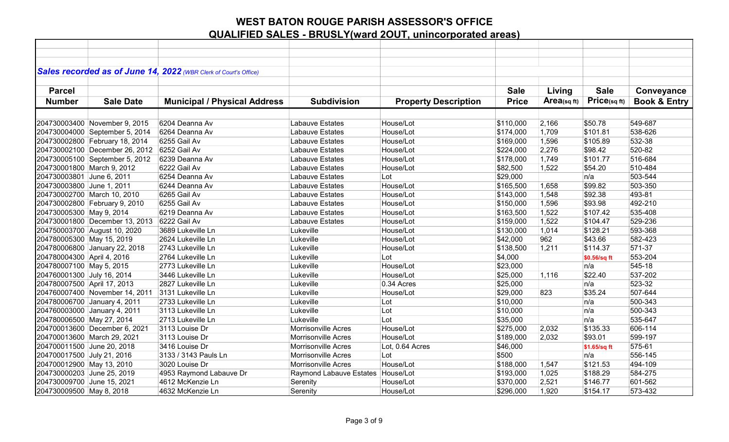# WEST BATON ROUGE PARISH ASSESSOR'S OFFICE
## QUALIFIED SALES - BRUSLY(ward 2OUT, unincorporated areas)

***Sales recorded as of June 14, 2022*** *(WBR Clerk of Court's Office)*

| Parcel Number | Sale Date | Municipal / Physical Address | Subdivision | Property Description | Sale Price | Living Area(sq ft) | Sale Price(sq ft) | Conveyance Book & Entry |
|---|---|---|---|---|---|---|---|---|
| 204730003400 | November 9, 2015 | 6204 Deanna Av | Labauve Estates | House/Lot | $110,000 | 2,166 | $50.78 | 549-687 |
| 204730004000 | September 5, 2014 | 6264 Deanna Av | Labauve Estates | House/Lot | $174,000 | 1,709 | $101.81 | 538-626 |
| 204730002800 | February 18, 2014 | 6255 Gail Av | Labauve Estates | House/Lot | $169,000 | 1,596 | $105.89 | 532-38 |
| 204730002100 | December 26, 2012 | 6252 Gail Av | Labauve Estates | House/Lot | $224,000 | 2,276 | $98.42 | 520-82 |
| 204730005100 | September 5, 2012 | 6239 Deanna Av | Labauve Estates | House/Lot | $178,000 | 1,749 | $101.77 | 516-684 |
| 204730001800 | March 9, 2012 | 6222 Gail Av | Labauve Estates | House/Lot | $82,500 | 1,522 | $54.20 | 510-484 |
| 204730003801 | June 6, 2011 | 6254 Deanna Av | Labauve Estates | Lot | $29,000 | | n/a | 503-544 |
| 204730003800 | June 1, 2011 | 6244 Deanna Av | Labauve Estates | House/Lot | $165,500 | 1,658 | $99.82 | 503-350 |
| 204730002700 | March 10, 2010 | 6265 Gail Av | Labauve Estates | House/Lot | $143,000 | 1,548 | $92.38 | 493-81 |
| 204730002800 | February 9, 2010 | 6255 Gail Av | Labauve Estates | House/Lot | $150,000 | 1,596 | $93.98 | 492-210 |
| 204730005300 | May 9, 2014 | 6219 Deanna Av | Labauve Estates | House/Lot | $163,500 | 1,522 | $107.42 | 535-408 |
| 204730001800 | December 13, 2013 | 6222 Gail Av | Labauve Estates | House/Lot | $159,000 | 1,522 | $104.47 | 529-236 |
| 204750003700 | August 10, 2020 | 3689 Lukeville Ln | Lukeville | House/Lot | $130,000 | 1,014 | $128.21 | 593-368 |
| 204780005300 | May 15, 2019 | 2624 Lukeville Ln | Lukeville | House/Lot | $42,000 | 962 | $43.66 | 582-423 |
| 204780006800 | January 22, 2018 | 2743 Lukeville Ln | Lukeville | House/Lot | $138,500 | 1,211 | $114.37 | 571-37 |
| 204780004300 | April 4, 2016 | 2764 Lukeville Ln | Lukeville | Lot | $4,000 | | $0.56/sq ft | 553-204 |
| 204780007100 | May 5, 2015 | 2773 Lukeville Ln | Lukeville | House/Lot | $23,000 | | n/a | 545-18 |
| 204760001300 | July 16, 2014 | 3446 Lukeville Ln | Lukeville | House/Lot | $25,000 | 1,116 | $22.40 | 537-202 |
| 204780007500 | April 17, 2013 | 2827 Lukeville Ln | Lukeville | 0.34 Acres | $25,000 | | n/a | 523-32 |
| 204760007400 | November 14, 2011 | 3131 Lukeville Ln | Lukeville | House/Lot | $29,000 | 823 | $35.24 | 507-644 |
| 204780006700 | January 4, 2011 | 2733 Lukeville Ln | Lukeville | Lot | $10,000 | | n/a | 500-343 |
| 204760003000 | January 4, 2011 | 3113 Lukeville Ln | Lukeville | Lot | $10,000 | | n/a | 500-343 |
| 204780006500 | May 27, 2014 | 2713 Lukeville Ln | Lukeville | Lot | $35,000 | | n/a | 535-647 |
| 204700013600 | December 6, 2021 | 3113 Louise Dr | Morrisonville Acres | House/Lot | $275,000 | 2,032 | $135.33 | 606-114 |
| 204700013600 | March 29, 2021 | 3113 Louise Dr | Morrisonville Acres | House/Lot | $189,000 | 2,032 | $93.01 | 599-197 |
| 204700011500 | June 20, 2018 | 3416 Louise Dr | Morrisonville Acres | Lot, 0.64 Acres | $46,000 | | $1.65/sq ft | 575-61 |
| 204700017500 | July 21, 2016 | 3133 / 3143 Pauls Ln | Morrisonville Acres | Lot | $500 | | n/a | 556-145 |
| 204700012900 | May 13, 2010 | 3020 Louise Dr | Morrisonville Acres | House/Lot | $188,000 | 1,547 | $121.53 | 494-109 |
| 204730000203 | June 25, 2019 | 4953 Raymond Labauve Dr | Raymond Labauve Estates | House/Lot | $193,000 | 1,025 | $188.29 | 584-275 |
| 204730009700 | June 15, 2021 | 4612 McKenzie Ln | Serenity | House/Lot | $370,000 | 2,521 | $146.77 | 601-562 |
| 204730009500 | May 8, 2018 | 4632 McKenzie Ln | Serenity | House/Lot | $296,000 | 1,920 | $154.17 | 573-432 |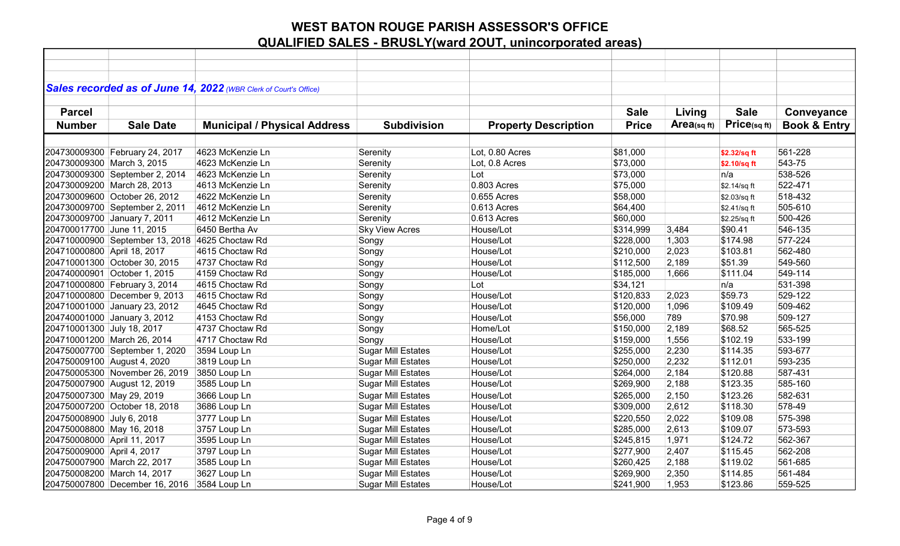# WEST BATON ROUGE PARISH ASSESSOR'S OFFICE
## QUALIFIED SALES - BRUSLY(ward 2OUT, unincorporated areas)

***Sales recorded as of June 14, 2022*** *(WBR Clerk of Court's Office)*

| Parcel Number | Sale Date | Municipal / Physical Address | Subdivision | Property Description | Sale Price | Living Area(sq ft) | Sale Price(sq ft) | Conveyance Book & Entry |
|---|---|---|---|---|---|---|---|---|
| 204730009300 | February 24, 2017 | 4623 McKenzie Ln | Serenity | Lot, 0.80 Acres | $81,000 | | $2.32/sq ft | 561-228 |
| 204730009300 | March 3, 2015 | 4623 McKenzie Ln | Serenity | Lot, 0.8 Acres | $73,000 | | $2.10/sq ft | 543-75 |
| 204730009300 | September 2, 2014 | 4623 McKenzie Ln | Serenity | Lot | $73,000 | | n/a | 538-526 |
| 204730009200 | March 28, 2013 | 4613 McKenzie Ln | Serenity | 0.803 Acres | $75,000 | | $2.14/sq ft | 522-471 |
| 204730009600 | October 26, 2012 | 4622 McKenzie Ln | Serenity | 0.655 Acres | $58,000 | | $2.03/sq ft | 518-432 |
| 204730009700 | September 2, 2011 | 4612 McKenzie Ln | Serenity | 0.613 Acres | $64,400 | | $2.41/sq ft | 505-610 |
| 204730009700 | January 7, 2011 | 4612 McKenzie Ln | Serenity | 0.613 Acres | $60,000 | | $2.25/sq ft | 500-426 |
| 204700017700 | June 11, 2015 | 6450 Bertha Av | Sky View Acres | House/Lot | $314,999 | 3,484 | $90.41 | 546-135 |
| 204710000900 | September 13, 2018 | 4625 Choctaw Rd | Songy | House/Lot | $228,000 | 1,303 | $174.98 | 577-224 |
| 204710000800 | April 18, 2017 | 4615 Choctaw Rd | Songy | House/Lot | $210,000 | 2,023 | $103.81 | 562-480 |
| 204710001300 | October 30, 2015 | 4737 Choctaw Rd | Songy | House/Lot | $112,500 | 2,189 | $51.39 | 549-560 |
| 204740000901 | October 1, 2015 | 4159 Choctaw Rd | Songy | House/Lot | $185,000 | 1,666 | $111.04 | 549-114 |
| 204710000800 | February 3, 2014 | 4615 Choctaw Rd | Songy | Lot | $34,121 | | n/a | 531-398 |
| 204710000800 | December 9, 2013 | 4615 Choctaw Rd | Songy | House/Lot | $120,833 | 2,023 | $59.73 | 529-122 |
| 204710001000 | January 23, 2012 | 4645 Choctaw Rd | Songy | House/Lot | $120,000 | 1,096 | $109.49 | 509-462 |
| 204740001000 | January 3, 2012 | 4153 Choctaw Rd | Songy | House/Lot | $56,000 | 789 | $70.98 | 509-127 |
| 204710001300 | July 18, 2017 | 4737 Choctaw Rd | Songy | Home/Lot | $150,000 | 2,189 | $68.52 | 565-525 |
| 204710001200 | March 26, 2014 | 4717 Choctaw Rd | Songy | House/Lot | $159,000 | 1,556 | $102.19 | 533-199 |
| 204750007700 | September 1, 2020 | 3594 Loup Ln | Sugar Mill Estates | House/Lot | $255,000 | 2,230 | $114.35 | 593-677 |
| 204750009100 | August 4, 2020 | 3819 Loup Ln | Sugar Mill Estates | House/Lot | $250,000 | 2,232 | $112.01 | 593-235 |
| 204750005300 | November 26, 2019 | 3850 Loup Ln | Sugar Mill Estates | House/Lot | $264,000 | 2,184 | $120.88 | 587-431 |
| 204750007900 | August 12, 2019 | 3585 Loup Ln | Sugar Mill Estates | House/Lot | $269,900 | 2,188 | $123.35 | 585-160 |
| 204750007300 | May 29, 2019 | 3666 Loup Ln | Sugar Mill Estates | House/Lot | $265,000 | 2,150 | $123.26 | 582-631 |
| 204750007200 | October 18, 2018 | 3686 Loup Ln | Sugar Mill Estates | House/Lot | $309,000 | 2,612 | $118.30 | 578-49 |
| 204750008900 | July 6, 2018 | 3777 Loup Ln | Sugar Mill Estates | House/Lot | $220,550 | 2,022 | $109.08 | 575-398 |
| 204750008800 | May 16, 2018 | 3757 Loup Ln | Sugar Mill Estates | House/Lot | $285,000 | 2,613 | $109.07 | 573-593 |
| 204750008000 | April 11, 2017 | 3595 Loup Ln | Sugar Mill Estates | House/Lot | $245,815 | 1,971 | $124.72 | 562-367 |
| 204750009000 | April 4, 2017 | 3797 Loup Ln | Sugar Mill Estates | House/Lot | $277,900 | 2,407 | $115.45 | 562-208 |
| 204750007900 | March 22, 2017 | 3585 Loup Ln | Sugar Mill Estates | House/Lot | $260,425 | 2,188 | $119.02 | 561-685 |
| 204750008200 | March 14, 2017 | 3627 Loup Ln | Sugar Mill Estates | House/Lot | $269,900 | 2,350 | $114.85 | 561-484 |
| 204750007800 | December 16, 2016 | 3584 Loup Ln | Sugar Mill Estates | House/Lot | $241,900 | 1,953 | $123.86 | 559-525 |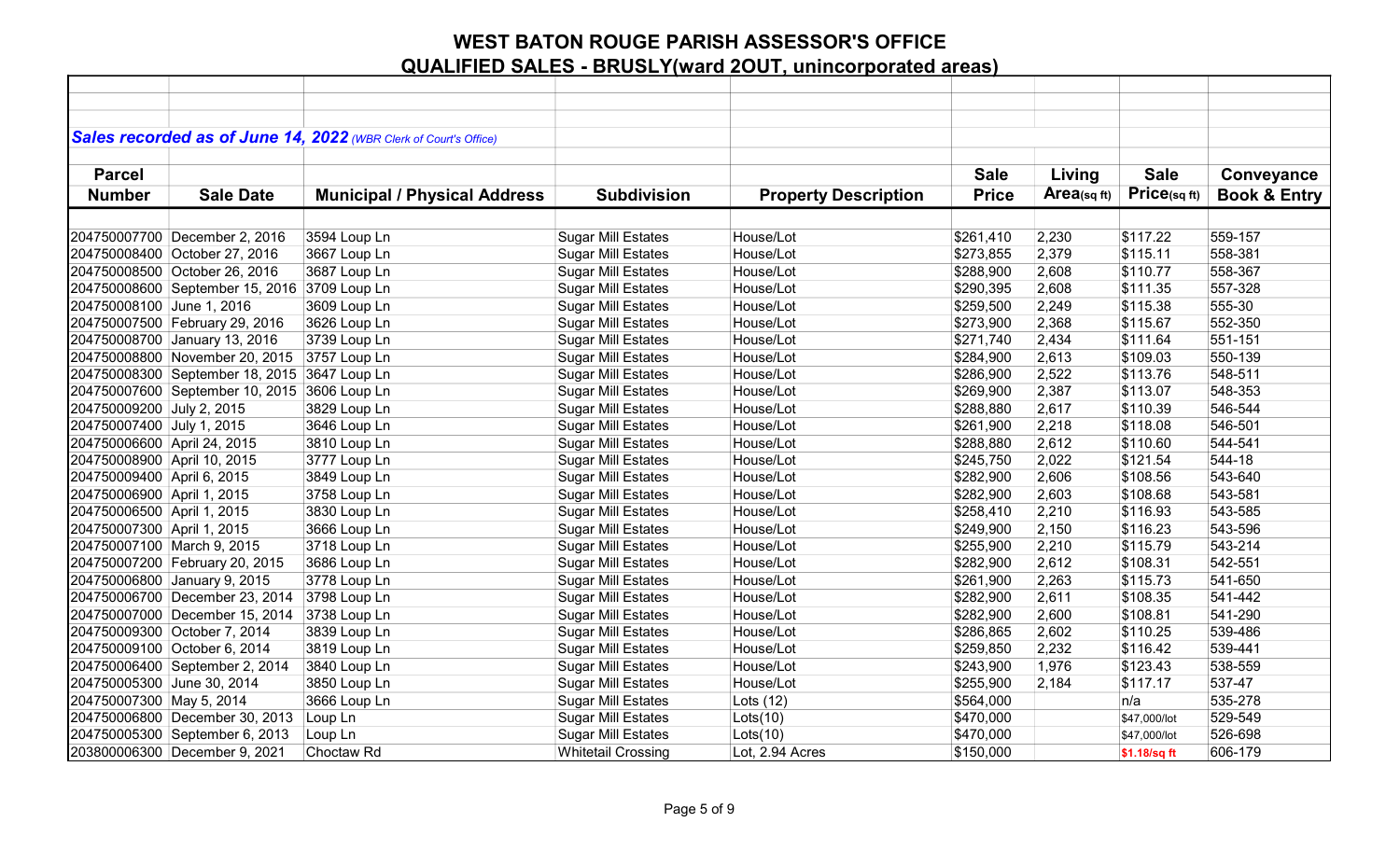# WEST BATON ROUGE PARISH ASSESSOR'S OFFICE

## QUALIFIED SALES - BRUSLY(ward 2OUT, unincorporated areas)

***Sales recorded as of June 14, 2022*** *(WBR Clerk of Court's Office)*

| Parcel Number | Sale Date | Municipal / Physical Address | Subdivision | Property Description | Sale Price | Living Area(sq ft) | Sale Price(sq ft) | Conveyance Book & Entry |
|---|---|---|---|---|---|---|---|---|
| 204750007700 | December 2, 2016 | 3594 Loup Ln | Sugar Mill Estates | House/Lot | $261,410 | 2,230 | $117.22 | 559-157 |
| 204750008400 | October 27, 2016 | 3667 Loup Ln | Sugar Mill Estates | House/Lot | $273,855 | 2,379 | $115.11 | 558-381 |
| 204750008500 | October 26, 2016 | 3687 Loup Ln | Sugar Mill Estates | House/Lot | $288,900 | 2,608 | $110.77 | 558-367 |
| 204750008600 | September 15, 2016 | 3709 Loup Ln | Sugar Mill Estates | House/Lot | $290,395 | 2,608 | $111.35 | 557-328 |
| 204750008100 | June 1, 2016 | 3609 Loup Ln | Sugar Mill Estates | House/Lot | $259,500 | 2,249 | $115.38 | 555-30 |
| 204750007500 | February 29, 2016 | 3626 Loup Ln | Sugar Mill Estates | House/Lot | $273,900 | 2,368 | $115.67 | 552-350 |
| 204750008700 | January 13, 2016 | 3739 Loup Ln | Sugar Mill Estates | House/Lot | $271,740 | 2,434 | $111.64 | 551-151 |
| 204750008800 | November 20, 2015 | 3757 Loup Ln | Sugar Mill Estates | House/Lot | $284,900 | 2,613 | $109.03 | 550-139 |
| 204750008300 | September 18, 2015 | 3647 Loup Ln | Sugar Mill Estates | House/Lot | $286,900 | 2,522 | $113.76 | 548-511 |
| 204750007600 | September 10, 2015 | 3606 Loup Ln | Sugar Mill Estates | House/Lot | $269,900 | 2,387 | $113.07 | 548-353 |
| 204750009200 | July 2, 2015 | 3829 Loup Ln | Sugar Mill Estates | House/Lot | $288,880 | 2,617 | $110.39 | 546-544 |
| 204750007400 | July 1, 2015 | 3646 Loup Ln | Sugar Mill Estates | House/Lot | $261,900 | 2,218 | $118.08 | 546-501 |
| 204750006600 | April 24, 2015 | 3810 Loup Ln | Sugar Mill Estates | House/Lot | $288,880 | 2,612 | $110.60 | 544-541 |
| 204750008900 | April 10, 2015 | 3777 Loup Ln | Sugar Mill Estates | House/Lot | $245,750 | 2,022 | $121.54 | 544-18 |
| 204750009400 | April 6, 2015 | 3849 Loup Ln | Sugar Mill Estates | House/Lot | $282,900 | 2,606 | $108.56 | 543-640 |
| 204750006900 | April 1, 2015 | 3758 Loup Ln | Sugar Mill Estates | House/Lot | $282,900 | 2,603 | $108.68 | 543-581 |
| 204750006500 | April 1, 2015 | 3830 Loup Ln | Sugar Mill Estates | House/Lot | $258,410 | 2,210 | $116.93 | 543-585 |
| 204750007300 | April 1, 2015 | 3666 Loup Ln | Sugar Mill Estates | House/Lot | $249,900 | 2,150 | $116.23 | 543-596 |
| 204750007100 | March 9, 2015 | 3718 Loup Ln | Sugar Mill Estates | House/Lot | $255,900 | 2,210 | $115.79 | 543-214 |
| 204750007200 | February 20, 2015 | 3686 Loup Ln | Sugar Mill Estates | House/Lot | $282,900 | 2,612 | $108.31 | 542-551 |
| 204750008200 | January 9, 2015 | 3778 Loup Ln | Sugar Mill Estates | House/Lot | $261,900 | 2,263 | $115.73 | 541-650 |
| 204750006700 | December 23, 2014 | 3798 Loup Ln | Sugar Mill Estates | House/Lot | $282,900 | 2,611 | $108.35 | 541-442 |
| 204750007000 | December 15, 2014 | 3738 Loup Ln | Sugar Mill Estates | House/Lot | $282,900 | 2,600 | $108.81 | 541-290 |
| 204750009300 | October 7, 2014 | 3839 Loup Ln | Sugar Mill Estates | House/Lot | $286,865 | 2,602 | $110.25 | 539-486 |
| 204750009100 | October 6, 2014 | 3819 Loup Ln | Sugar Mill Estates | House/Lot | $259,850 | 2,232 | $116.42 | 539-441 |
| 204750006400 | September 2, 2014 | 3840 Loup Ln | Sugar Mill Estates | House/Lot | $243,900 | 1,976 | $123.43 | 538-559 |
| 204750005300 | June 30, 2014 | 3850 Loup Ln | Sugar Mill Estates | House/Lot | $255,900 | 2,184 | $117.17 | 537-47 |
| 204750007300 | May 5, 2014 | 3666 Loup Ln | Sugar Mill Estates | Lots (12) | $564,000 | | n/a | 535-278 |
| 204750006800 | December 30, 2013 | Loup Ln | Sugar Mill Estates | Lots(10) | $470,000 | | $47,000/lot | 529-549 |
| 204750005300 | September 6, 2013 | Loup Ln | Sugar Mill Estates | Lots(10) | $470,000 | | $47,000/lot | 526-698 |
| 203800006300 | December 9, 2021 | Choctaw Rd | Whitetail Crossing | Lot, 2.94 Acres | $150,000 | | $1.18/sq ft | 606-179 |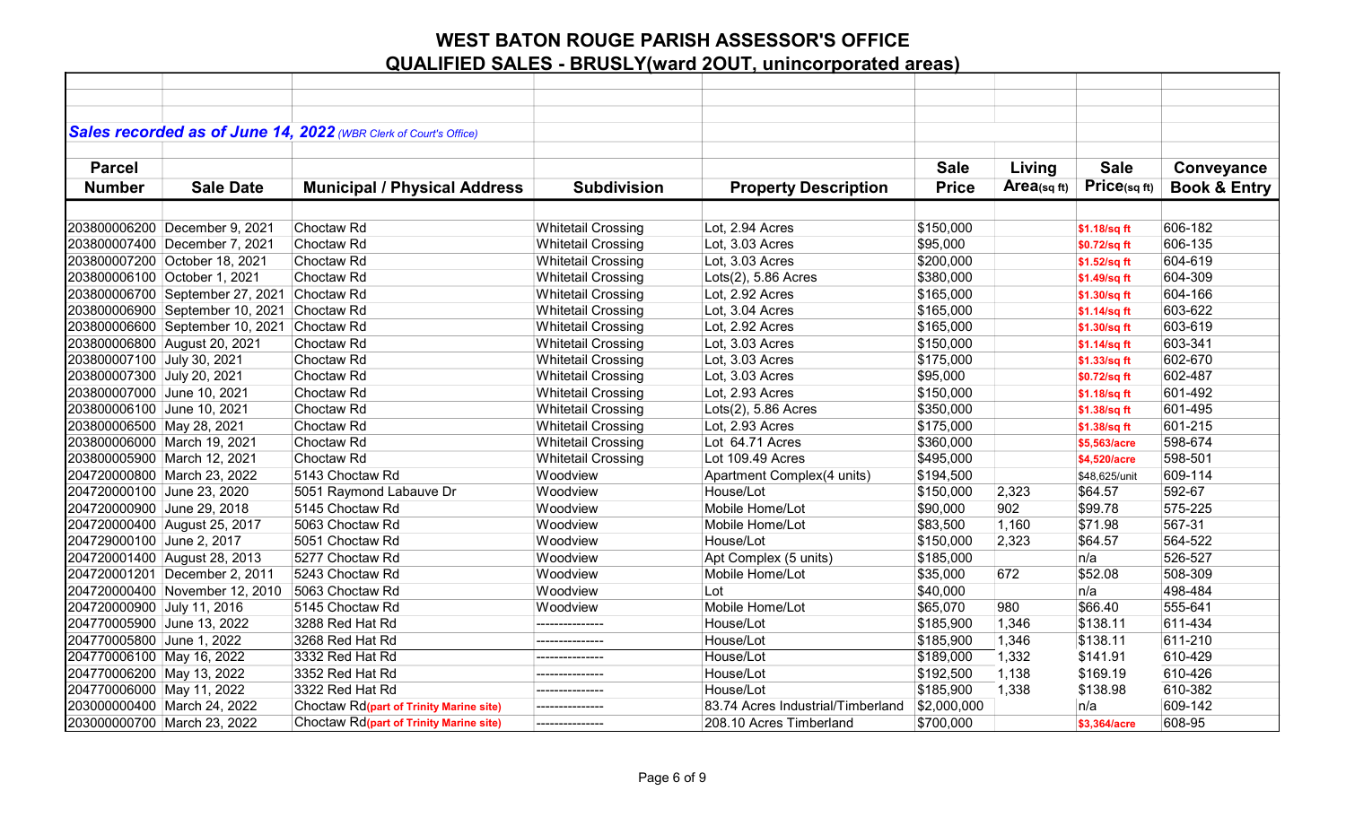# WEST BATON ROUGE PARISH ASSESSOR'S OFFICE
## QUALIFIED SALES - BRUSLY(ward 2OUT, unincorporated areas)

***Sales recorded as of June 14, 2022*** *(WBR Clerk of Court's Office)*

| Parcel Number | Sale Date | Municipal / Physical Address | Subdivision | Property Description | Sale Price | Living Area(sq ft) | Sale Price(sq ft) | Conveyance Book & Entry |
|---|---|---|---|---|---|---|---|---|
| 203800006200 | December 9, 2021 | Choctaw Rd | Whitetail Crossing | Lot, 2.94 Acres | $150,000 | | $1.18/sq ft | 606-182 |
| 203800007400 | December 7, 2021 | Choctaw Rd | Whitetail Crossing | Lot, 3.03 Acres | $95,000 | | $0.72/sq ft | 606-135 |
| 203800007200 | October 18, 2021 | Choctaw Rd | Whitetail Crossing | Lot, 3.03 Acres | $200,000 | | $1.52/sq ft | 604-619 |
| 203800006100 | October 1, 2021 | Choctaw Rd | Whitetail Crossing | Lots(2), 5.86 Acres | $380,000 | | $1.49/sq ft | 604-309 |
| 203800006700 | September 27, 2021 | Choctaw Rd | Whitetail Crossing | Lot, 2.92 Acres | $165,000 | | $1.30/sq ft | 604-166 |
| 203800006900 | September 10, 2021 | Choctaw Rd | Whitetail Crossing | Lot, 3.04 Acres | $165,000 | | $1.14/sq ft | 603-622 |
| 203800006600 | September 10, 2021 | Choctaw Rd | Whitetail Crossing | Lot, 2.92 Acres | $165,000 | | $1.30/sq ft | 603-619 |
| 203800006800 | August 20, 2021 | Choctaw Rd | Whitetail Crossing | Lot, 3.03 Acres | $150,000 | | $1.14/sq ft | 603-341 |
| 203800007100 | July 30, 2021 | Choctaw Rd | Whitetail Crossing | Lot, 3.03 Acres | $175,000 | | $1.33/sq ft | 602-670 |
| 203800007300 | July 20, 2021 | Choctaw Rd | Whitetail Crossing | Lot, 3.03 Acres | $95,000 | | $0.72/sq ft | 602-487 |
| 203800007000 | June 10, 2021 | Choctaw Rd | Whitetail Crossing | Lot, 2.93 Acres | $150,000 | | $1.18/sq ft | 601-492 |
| 203800006100 | June 10, 2021 | Choctaw Rd | Whitetail Crossing | Lots(2), 5.86 Acres | $350,000 | | $1.38/sq ft | 601-495 |
| 203800006500 | May 28, 2021 | Choctaw Rd | Whitetail Crossing | Lot, 2.93 Acres | $175,000 | | $1.38/sq ft | 601-215 |
| 203800006000 | March 19, 2021 | Choctaw Rd | Whitetail Crossing | Lot 64.71 Acres | $360,000 | | $5,563/acre | 598-674 |
| 203800005900 | March 12, 2021 | Choctaw Rd | Whitetail Crossing | Lot 109.49 Acres | $495,000 | | $4,520/acre | 598-501 |
| 204720000800 | March 23, 2022 | 5143 Choctaw Rd | Woodview | Apartment Complex(4 units) | $194,500 | | $48,625/unit | 609-114 |
| 204720000100 | June 23, 2020 | 5051 Raymond Labauve Dr | Woodview | House/Lot | $150,000 | 2,323 | $64.57 | 592-67 |
| 204720000900 | June 29, 2018 | 5145 Choctaw Rd | Woodview | Mobile Home/Lot | $90,000 | 902 | $99.78 | 575-225 |
| 204720000400 | August 25, 2017 | 5063 Choctaw Rd | Woodview | Mobile Home/Lot | $83,500 | 1,160 | $71.98 | 567-31 |
| 204729000100 | June 2, 2017 | 5051 Choctaw Rd | Woodview | House/Lot | $150,000 | 2,323 | $64.57 | 564-522 |
| 204720001400 | August 28, 2013 | 5277 Choctaw Rd | Woodview | Apt Complex (5 units) | $185,000 | | n/a | 526-527 |
| 204720001201 | December 2, 2011 | 5243 Choctaw Rd | Woodview | Mobile Home/Lot | $35,000 | 672 | $52.08 | 508-309 |
| 204720000400 | November 12, 2010 | 5063 Choctaw Rd | Woodview | Lot | $40,000 | | n/a | 498-484 |
| 204720000900 | July 11, 2016 | 5145 Choctaw Rd | Woodview | Mobile Home/Lot | $65,070 | 980 | $66.40 | 555-641 |
| 204770005900 | June 13, 2022 | 3288 Red Hat Rd | --------------- | House/Lot | $185,900 | 1,346 | $138.11 | 611-434 |
| 204770005800 | June 1, 2022 | 3268 Red Hat Rd | --------------- | House/Lot | $185,900 | 1,346 | $138.11 | 611-210 |
| 204770006100 | May 16, 2022 | 3332 Red Hat Rd | --------------- | House/Lot | $189,000 | 1,332 | $141.91 | 610-429 |
| 204770006200 | May 13, 2022 | 3352 Red Hat Rd | --------------- | House/Lot | $192,500 | 1,138 | $169.19 | 610-426 |
| 204770006000 | May 11, 2022 | 3322 Red Hat Rd | --------------- | House/Lot | $185,900 | 1,338 | $138.98 | 610-382 |
| 203000000400 | March 24, 2022 | Choctaw Rd**(part of Trinity Marine site)** | --------------- | 83.74 Acres Industrial/Timberland | $2,000,000 | | n/a | 609-142 |
| 203000000700 | March 23, 2022 | Choctaw Rd**(part of Trinity Marine site)** | --------------- | 208.10 Acres Timberland | $700,000 | | $3,364/acre | 608-95 |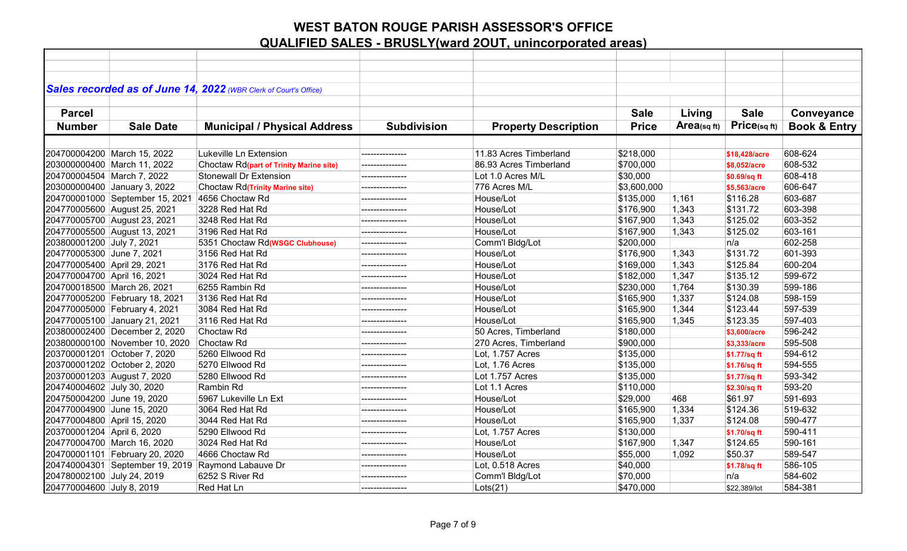# WEST BATON ROUGE PARISH ASSESSOR'S OFFICE

## QUALIFIED SALES - BRUSLY(ward 2OUT, unincorporated areas)

***Sales recorded as of June 14, 2022*** *(WBR Clerk of Court's Office)*

| Parcel Number | Sale Date | Municipal / Physical Address | Subdivision | Property Description | Sale Price | Living Area(sq ft) | Sale Price(sq ft) | Conveyance Book & Entry |
|---|---|---|---|---|---|---|---|---|
| 204700004200 | March 15, 2022 | Lukeville Ln Extension | --------------- | 11.83 Acres Timberland | $218,000 | | $18,428/acre | 608-624 |
| 203000000400 | March 11, 2022 | Choctaw Rd(part of Trinity Marine site) | --------------- | 86.93 Acres Timberland | $700,000 | | $8,052/acre | 608-532 |
| 204700004504 | March 7, 2022 | Stonewall Dr Extension | --------------- | Lot 1.0 Acres M/L | $30,000 | | $0.69/sq ft | 608-418 |
| 203000000400 | January 3, 2022 | Choctaw Rd(Trinity Marine site) | --------------- | 776 Acres M/L | $3,600,000 | | $5,563/acre | 606-647 |
| 204700001000 | September 15, 2021 | 4656 Choctaw Rd | --------------- | House/Lot | $135,000 | 1,161 | $116.28 | 603-687 |
| 204770005600 | August 25, 2021 | 3228 Red Hat Rd | --------------- | House/Lot | $176,900 | 1,343 | $131.72 | 603-398 |
| 204770005700 | August 23, 2021 | 3248 Red Hat Rd | --------------- | House/Lot | $167,900 | 1,343 | $125.02 | 603-352 |
| 204770005500 | August 13, 2021 | 3196 Red Hat Rd | --------------- | House/Lot | $167,900 | 1,343 | $125.02 | 603-161 |
| 203800001200 | July 7, 2021 | 5351 Choctaw Rd(WSGC Clubhouse) | --------------- | Comm'l Bldg/Lot | $200,000 | | n/a | 602-258 |
| 204770005300 | June 7, 2021 | 3156 Red Hat Rd | --------------- | House/Lot | $176,900 | 1,343 | $131.72 | 601-393 |
| 204770005400 | April 29, 2021 | 3176 Red Hat Rd | --------------- | House/Lot | $169,000 | 1,343 | $125.84 | 600-204 |
| 204770004700 | April 16, 2021 | 3024 Red Hat Rd | --------------- | House/Lot | $182,000 | 1,347 | $135.12 | 599-672 |
| 204700018500 | March 26, 2021 | 6255 Rambin Rd | --------------- | House/Lot | $230,000 | 1,764 | $130.39 | 599-186 |
| 204770005200 | February 18, 2021 | 3136 Red Hat Rd | --------------- | House/Lot | $165,900 | 1,337 | $124.08 | 598-159 |
| 204770005000 | February 4, 2021 | 3084 Red Hat Rd | --------------- | House/Lot | $165,900 | 1,344 | $123.44 | 597-539 |
| 204770005100 | January 21, 2021 | 3116 Red Hat Rd | --------------- | House/Lot | $165,900 | 1,345 | $123.35 | 597-403 |
| 203800002400 | December 2, 2020 | Choctaw Rd | --------------- | 50 Acres, Timberland | $180,000 | | $3,600/acre | 596-242 |
| 203800000100 | November 10, 2020 | Choctaw Rd | --------------- | 270 Acres, Timberland | $900,000 | | $3,333/acre | 595-508 |
| 203700001201 | October 7, 2020 | 5260 Ellwood Rd | --------------- | Lot, 1.757 Acres | $135,000 | | $1.77/sq ft | 594-612 |
| 203700001202 | October 2, 2020 | 5270 Ellwood Rd | --------------- | Lot, 1.76 Acres | $135,000 | | $1.76/sq ft | 594-555 |
| 203700001203 | August 7, 2020 | 5280 Ellwood Rd | --------------- | Lot 1.757 Acres | $135,000 | | $1.77/sq ft | 593-342 |
| 204740004602 | July 30, 2020 | Rambin Rd | --------------- | Lot 1.1 Acres | $110,000 | | $2.30/sq ft | 593-20 |
| 204750004200 | June 19, 2020 | 5967 Lukeville Ln Ext | --------------- | House/Lot | $29,000 | 468 | $61.97 | 591-693 |
| 204770004900 | June 15, 2020 | 3064 Red Hat Rd | --------------- | House/Lot | $165,900 | 1,334 | $124.36 | 591-632 |
| 204770004800 | April 15, 2020 | 3044 Red Hat Rd | --------------- | House/Lot | $165,900 | 1,337 | $124.08 | 590-477 |
| 203700001204 | April 6, 2020 | 5290 Ellwood Rd | --------------- | Lot, 1.757 Acres | $130,000 | | $1.70/sq ft | 590-411 |
| 204770004700 | March 16, 2020 | 3024 Red Hat Rd | --------------- | House/Lot | $167,900 | 1,347 | $124.65 | 590-161 |
| 204700001101 | February 20, 2020 | 4666 Choctaw Rd | --------------- | House/Lot | $55,000 | 1,092 | $50.37 | 589-547 |
| 204740004301 | September 19, 2019 | Raymond Labauve Dr | --------------- | Lot, 0.518 Acres | $40,000 | | $1.78/sq ft | 586-105 |
| 204780002100 | July 24, 2019 | 6252 S River Rd | --------------- | Comm'l Bldg/Lot | $70,000 | | n/a | 584-602 |
| 204770004600 | July 8, 2019 | Red Hat Ln | --------------- | Lots(21) | $470,000 | | $22,389/lot | 584-381 |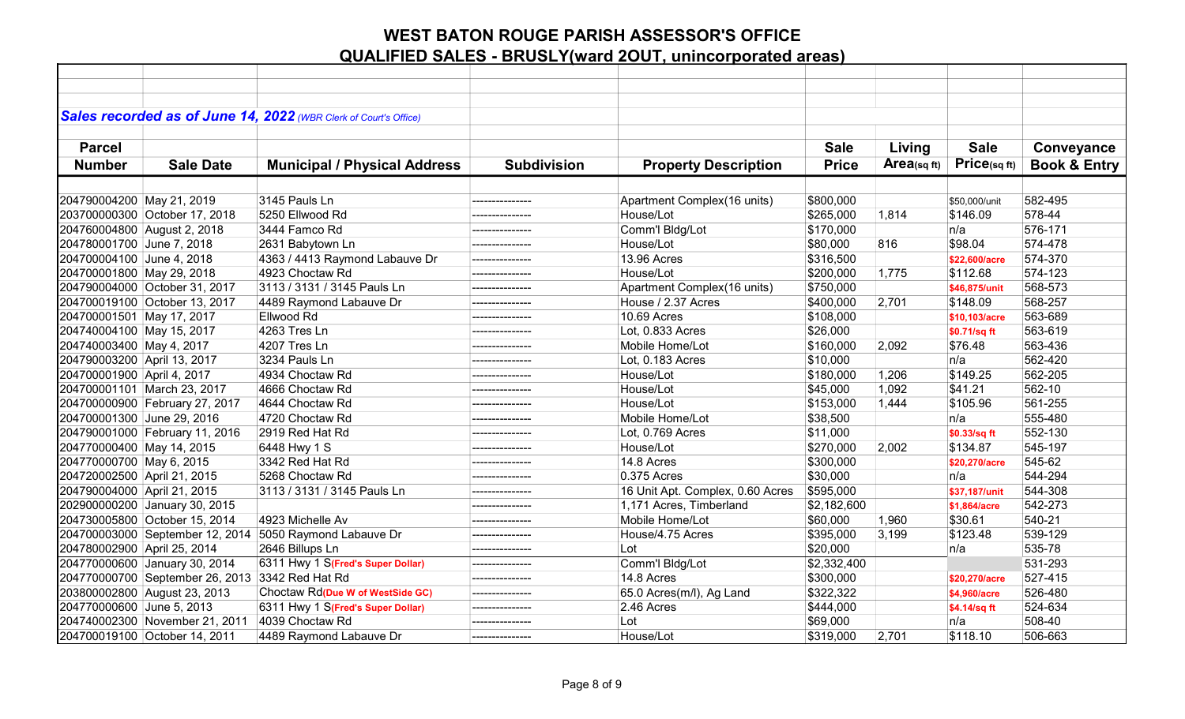# WEST BATON ROUGE PARISH ASSESSOR'S OFFICE

## QUALIFIED SALES - BRUSLY(ward 2OUT, unincorporated areas)

***Sales recorded as of June 14, 2022*** *(WBR Clerk of Court's Office)*

| Parcel Number | Sale Date | Municipal / Physical Address | Subdivision | Property Description | Sale Price | Living Area(sq ft) | Sale Price(sq ft) | Conveyance Book & Entry |
|---|---|---|---|---|---|---|---|---|
| 204790004200 | May 21, 2019 | 3145 Pauls Ln | --------------- | Apartment Complex(16 units) | $800,000 | | $50,000/unit | 582-495 |
| 203700000300 | October 17, 2018 | 5250 Ellwood Rd | --------------- | House/Lot | $265,000 | 1,814 | $146.09 | 578-44 |
| 204760004800 | August 2, 2018 | 3444 Famco Rd | --------------- | Comm'l Bldg/Lot | $170,000 | | n/a | 576-171 |
| 204780001700 | June 7, 2018 | 2631 Babytown Ln | --------------- | House/Lot | $80,000 | 816 | $98.04 | 574-478 |
| 204700004100 | June 4, 2018 | 4363 / 4413 Raymond Labauve Dr | --------------- | 13.96 Acres | $316,500 | | $22,600/acre | 574-370 |
| 204700001800 | May 29, 2018 | 4923 Choctaw Rd | --------------- | House/Lot | $200,000 | 1,775 | $112.68 | 574-123 |
| 204790004000 | October 31, 2017 | 3113 / 3131 / 3145 Pauls Ln | --------------- | Apartment Complex(16 units) | $750,000 | | $46,875/unit | 568-573 |
| 204700019100 | October 13, 2017 | 4489 Raymond Labauve Dr | --------------- | House / 2.37 Acres | $400,000 | 2,701 | $148.09 | 568-257 |
| 204700001501 | May 17, 2017 | Ellwood Rd | --------------- | 10.69 Acres | $108,000 | | $10,103/acre | 563-689 |
| 204740004100 | May 15, 2017 | 4263 Tres Ln | --------------- | Lot, 0.833 Acres | $26,000 | | $0.71/sq ft | 563-619 |
| 204740003400 | May 4, 2017 | 4207 Tres Ln | --------------- | Mobile Home/Lot | $160,000 | 2,092 | $76.48 | 563-436 |
| 204790003200 | April 13, 2017 | 3234 Pauls Ln | --------------- | Lot, 0.183 Acres | $10,000 | | n/a | 562-420 |
| 204700001900 | April 4, 2017 | 4934 Choctaw Rd | --------------- | House/Lot | $180,000 | 1,206 | $149.25 | 562-205 |
| 204700001101 | March 23, 2017 | 4666 Choctaw Rd | --------------- | House/Lot | $45,000 | 1,092 | $41.21 | 562-10 |
| 204700000900 | February 27, 2017 | 4644 Choctaw Rd | --------------- | House/Lot | $153,000 | 1,444 | $105.96 | 561-255 |
| 204700001300 | June 29, 2016 | 4720 Choctaw Rd | --------------- | Mobile Home/Lot | $38,500 | | n/a | 555-480 |
| 204790001000 | February 11, 2016 | 2919 Red Hat Rd | --------------- | Lot, 0.769 Acres | $11,000 | | $0.33/sq ft | 552-130 |
| 204770000400 | May 14, 2015 | 6448 Hwy 1 S | --------------- | House/Lot | $270,000 | 2,002 | $134.87 | 545-197 |
| 204770000700 | May 6, 2015 | 3342 Red Hat Rd | --------------- | 14.8 Acres | $300,000 | | $20,270/acre | 545-62 |
| 204720002500 | April 21, 2015 | 5268 Choctaw Rd | --------------- | 0.375 Acres | $30,000 | | n/a | 544-294 |
| 204790004000 | April 21, 2015 | 3113 / 3131 / 3145 Pauls Ln | --------------- | 16 Unit Apt. Complex, 0.60 Acres | $595,000 | | $37,187/unit | 544-308 |
| 202900000200 | January 30, 2015 | | --------------- | 1,171 Acres, Timberland | $2,182,600 | | $1,864/acre | 542-273 |
| 204730005800 | October 15, 2014 | 4923 Michelle Av | --------------- | Mobile Home/Lot | $60,000 | 1,960 | $30.61 | 540-21 |
| 204700003000 | September 12, 2014 | 5050 Raymond Labauve Dr | --------------- | House/4.75 Acres | $395,000 | 3,199 | $123.48 | 539-129 |
| 204780002900 | April 25, 2014 | 2646 Billups Ln | --------------- | Lot | $20,000 | | n/a | 535-78 |
| 204770000600 | January 30, 2014 | 6311 Hwy 1 S(Fred's Super Dollar) | --------------- | Comm'l Bldg/Lot | $2,332,400 | | | 531-293 |
| 204770000700 | September 26, 2013 | 3342 Red Hat Rd | --------------- | 14.8 Acres | $300,000 | | $20,270/acre | 527-415 |
| 203800002800 | August 23, 2013 | Choctaw Rd(Due W of WestSide GC) | --------------- | 65.0 Acres(m/l), Ag Land | $322,322 | | $4,960/acre | 526-480 |
| 204770000600 | June 5, 2013 | 6311 Hwy 1 S(Fred's Super Dollar) | --------------- | 2.46 Acres | $444,000 | | $4.14/sq ft | 524-634 |
| 204740002300 | November 21, 2011 | 4039 Choctaw Rd | --------------- | Lot | $69,000 | | n/a | 508-40 |
| 204700019100 | October 14, 2011 | 4489 Raymond Labauve Dr | --------------- | House/Lot | $319,000 | 2,701 | $118.10 | 506-663 |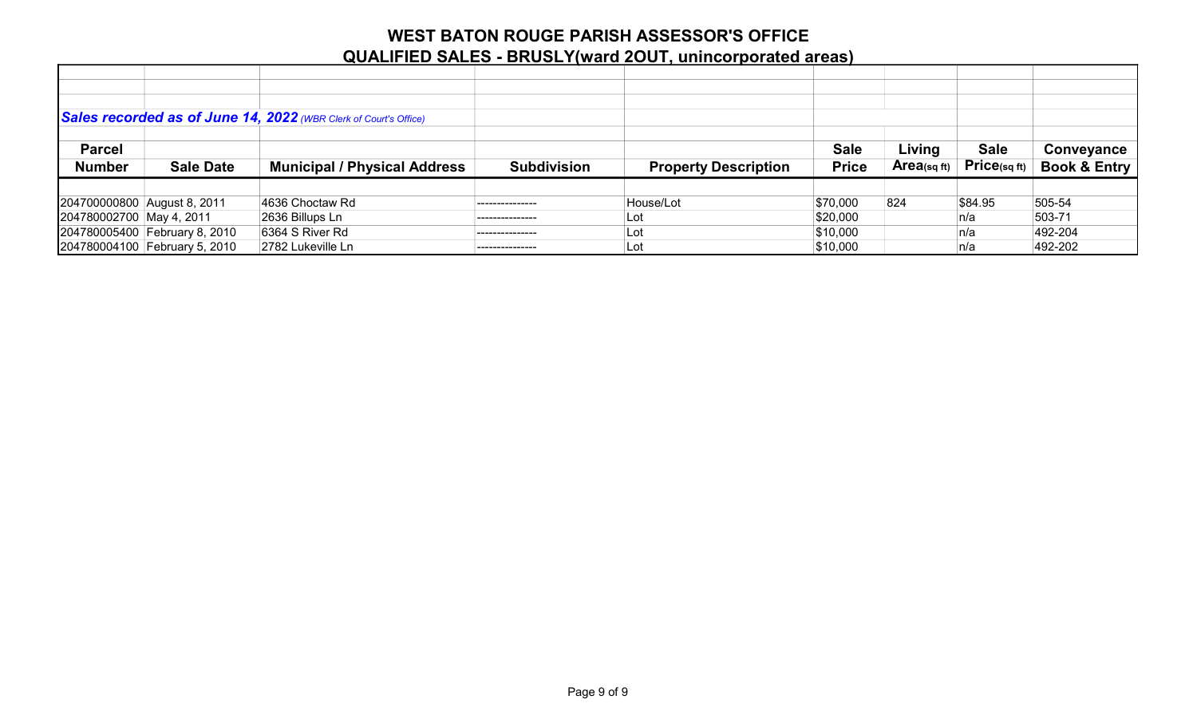# WEST BATON ROUGE PARISH ASSESSOR'S OFFICE

## QUALIFIED SALES - BRUSLY(ward 2OUT, unincorporated areas)

***Sales recorded as of June 14, 2022*** *(WBR Clerk of Court's Office)*

| Parcel Number | Sale Date | Municipal / Physical Address | Subdivision | Property Description | Sale Price | Living Area(sq ft) | Sale Price(sq ft) | Conveyance Book & Entry |
|---|---|---|---|---|---|---|---|---|
| 204700000800 | August 8, 2011 | 4636 Choctaw Rd | --------------- | House/Lot | $70,000 | 824 | $84.95 | 505-54 |
| 204780002700 | May 4, 2011 | 2636 Billups Ln | --------------- | Lot | $20,000 | | n/a | 503-71 |
| 204780005400 | February 8, 2010 | 6364 S River Rd | --------------- | Lot | $10,000 | | n/a | 492-204 |
| 204780004100 | February 5, 2010 | 2782 Lukeville Ln | --------------- | Lot | $10,000 | | n/a | 492-202 |